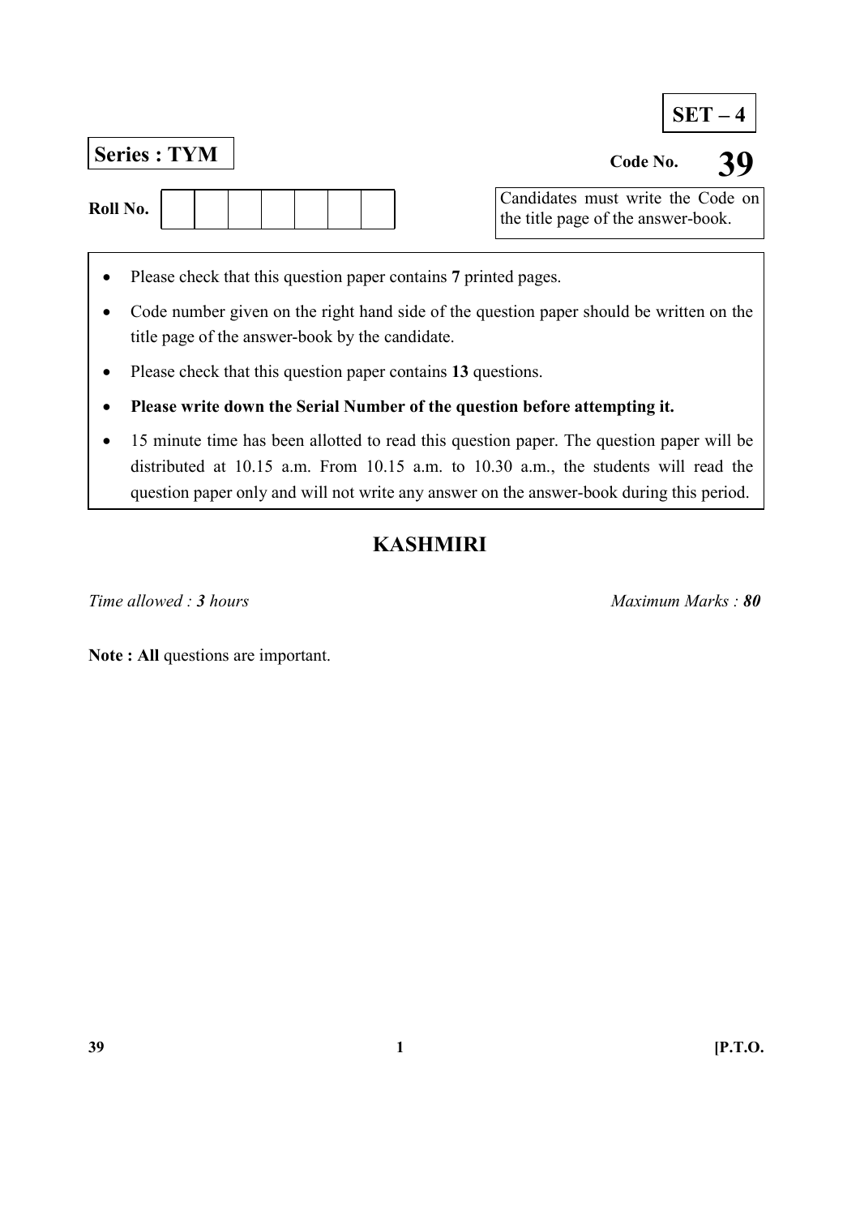**SET – 4**

**Series : TYM**

**Code No. 39**

**Roll No.** | | | | | | | |

Candidates must write the Code on the title page of the answer-book.

- Please check that this question paper contains **7** printed pages.
- Code number given on the right hand side of the question paper should be written on the title page of the answer-book by the candidate.
- Please check that this question paper contains **13** questions.
- **Please write down the Serial Number of the question before attempting it.**
- 15 minute time has been allotted to read this question paper. The question paper will be distributed at 10.15 a.m. From 10.15 a.m. to 10.30 a.m., the students will read the question paper only and will not write any answer on the answer-book during this period.

# KASHMIRI

*Time allowed : **3** hours* *Maximum Marks : **80***

**Note : All** questions are important.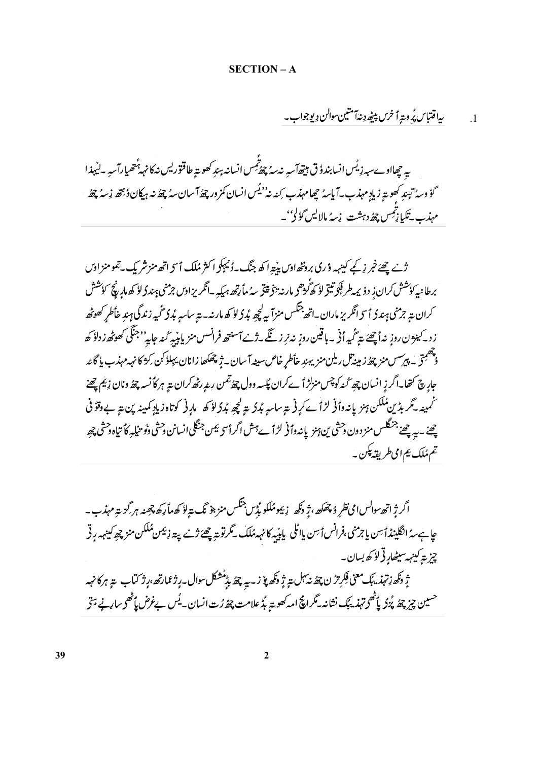## SECTION – A

1. یہ اقتباس پَرِتھ تہٕ اَخرس پیٹھ دِنہٕ آمتین سوالن دِیو جواب۔

یِہ چھا اوٚے سہ زِ یُس انسان بندوٗق ہیتھ آسہِ نہ سہٕ چھُ تمِس انسانہٕ ہنٛدِ کھوتہٕ طاقتور یُس نہٕ کانٛہہ ہَتھیار آسہِ۔ لہٰذا گوٚو سہٕ تٔمِسٕندِ کھوتہٕ زیادٕ مہذب۔ آیا سہٕ چھا مہذب کِنہٕ نہ "یُس انسان کمزور چھُ آسان سہٕ چھُ نہ ہیکان وٗنِتھ زِ سہٕ چھُ مہذب۔ تکیازِ تمِس چھُ دہشت زِ سہٕ مالا یس گوٚلی"۔

ژٕ نے چھےٚ خبر زِ کیٚنہہ وَری برونٛھ اوس یِیتہِ اکھ جنگ۔ دُنیہکو اکثر مُلک آسی اتھ منٛز شریک۔ تِمو منٛز اوس برطانیہ کوٗشش کران زِ دوٗیمہ طرفہٕ کو تیٚتر لوٗکھ گوڑٕ مارنہٕ یِیتن سہٕ ماریتھ ہیکہِ۔ انگریز اوس جرمنی ہنٛدی لوٗکھ مارنٕچ کوٗشش کران تہٕ جرمنی ہنٛدی آسی انگریز ماران۔ اتھ جنگس منٛز آیہِ لچھ بُدی لوٗکھ مارنہٕ۔ تہٕ ساسہِ بُدی گٔیہ زندگی ہنٛدِ خاطرٕ کھوٚٹھ زِ د۔ کیٚنژن روزٕ نہٕ اَچھے تہٕ گٔیہ اَنٛی۔ باقین روزٕ نہٕ نرٕ زنٛگے۔ ژٕ نے آسیتھ فرانسس منٛز یِیتہِ گٔیہ جاےٚ "جنٛگی کھوٚٹھ زِ دلوٗکھ وُچھتی۔ پیرسس منٛز چھُ زیٚنہٕ تل ریلن منٛز یِہندِ خاطرٕ خاص سیٹہ آسان۔ ژٕ چھکھا زانان یِہلوکن کرِشِ کانٛہہ مہذب یا گاٹہ جاربح کھا۔ اگر زِ انسان چھ گٔنہ کوچس منزلرٕ اَے کران پٔلسہ وول چھُ تمِن رٹہِ رٹھ کران تہٕ ہر کانٛسہ چھُ ونان زِ یِم چھےٚ کمینہ۔ مگر بڑین مُلکن ہنٛز پانہٕ وٲنٛی لڑاےٚ کرِنی تہٕ ساسہِ بُدی تہٕ لچھِ بُدی لوٗکھ مارِنی کوتاہ زیادٕ کمینہ پن تہٕ بے وقوٗفی چھےٚ۔ یِہ چھےٚ جنٛگلس منٛز دون وحشی ین ہنٛز پانہٕ وٲنٛی لڑاےٚ ہِش اگر آسی یِمن جنٛگلی انسانن وحشی وٗ تِیلہِ کاٚتیاہ وحشی چھِ تِم مُلک یِم امی طریقہٕ چلکن۔

اگر ژٕ اتھ سوالس امی نظرٕ وُچھکھ، ژٕ وَنکھ زِ یِمو مُلکو یُڈس جنٛگس منٛز ہتٕ تہٕ لوٗکھ مارِکھ چھِنہٕ ہرگز تہٕ مہذب۔ چاہے سہٕ انگلینڈ آسن یا جرمنی، فرانس آسن یا اٹلی یا بیٚیہ کانٛہہ مُلک۔ مگر تؤتہٕ چھےٚ ژٕ نے پتہٕ زِ یِمن مُلکن منٛز چھِ کیٚنہہ رٕتی چیز تہٕ کیٚنہہ سیٹھا رٕتی لوٗکھ بسان۔

ژٕ وَنکھ زِ تہذیبُک معنی فِکرٕ تُرن چھُ نہ سہل تہٕ ژٕ وَنکھ پوٚز۔ یِہ چھُ بڈ مُشکل سوال۔ رٕژ عمارتھ، رٕژ کتاب تہٕ ہر کانٛہہ حسین چیز چھُ پُزی پٲٹھی تہذیبُک نشانہ۔ مگر اَچ اَمہ کھوتہٕ بڈ علامت چھُ رُت انسان۔ یُس بے غرض پٲٹھی سارِنی سٟتی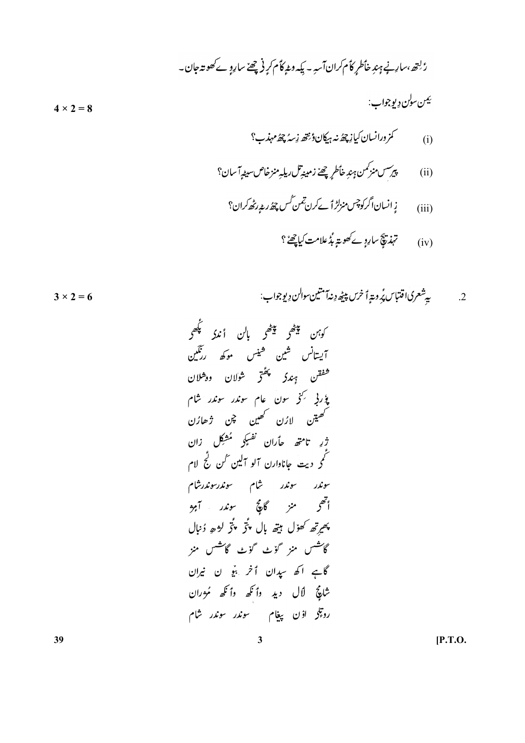رٗلتھ، سارنٕے ہندِ خاطرٕ کأم کران آسہٕ۔ یِکہٕ وٹہٕ کأم کرٕنۍ چھےٚ سارٕوے کھوتہٕ جان۔

یمن سولن دِیو جواب: $4 \times 2 = 8$

(i) کمزور انسان کیازِ چھُ نہٕ ہیکان ژٕنتھ زِسہٕ چھُ مہذب؟

(ii) پیرسس منز کمن ہندِ خاطرٕ چھےٚ زمینہٕ تل ریلہِ منز خاص سیٹھ آسان؟

(iii) زٕ انسان اگر کوچس منز لڑٲے کرن تمن کُس چھُ ریٹہٕ رٹھ کران؟

(iv) تہذیبچ سارٕوے کھوتہٕ بُڈ علامت کیا چھےٚ؟

2. یہٕ شعری اقتباس پٔرِو تہٕ اَخرس پیٹھ دِنہٕ آمتین سوالن دِیو جواب: $3 \times 2 = 6$

کوہن پیٹھ پیٹھ بالن اَندٕ پھُو
آیتانس شین شینس موکھ رنگین
شفقن ہندٕ پھُتٕر شولان ووشلان
پۆربٕی کنٕہ سون عام سوندر سوندر شام
کھیتن لارُن کھین چٕن ژھارُن
ژٕرِ تامتھ حأران نفسکٕی مُشکِل زان
کمٕر دیت جاناوارن آلو آلین کُن ژٕ لام
سوندر سوندر شام سوندر سوندر شام
اَتھٕ منز گاچٕ سوندر آہٕو
پھیرتھ کھوٚل بیتھ بال پُتٕر پُتٕر لوٚہٕ دُنبال
گاشس منز گوٚٹ گوٚٹ گاشس منز
گاہے اکھ سِیدان اَخر بیٚ ن نیران
شاچٕ لٲل دید وأنکھ وأنکھ مُورِان
روِتٕلی اوٚن پیغام سوندر سوندر شام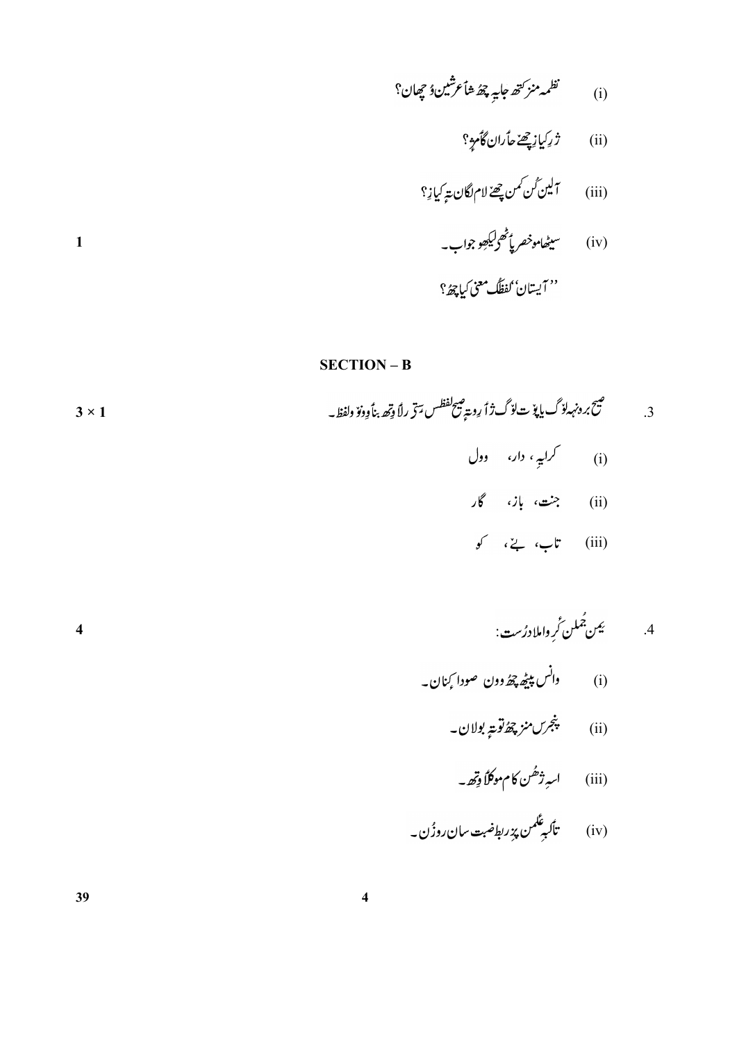(i) نظمہ منز کتھ جایہ چھُ شاعرٕشینُ وُچھان؟

(ii) ژرِ کیاز چھےٚ حاَران گاٚمژٕ؟

(iii) آلین کُن کمن چھےٚ لام لگان تہٕ کیازِ؟

(iv) سیٹھاہ مختصر پاٹھۍ لیکھِو جواب۔ 1

"آیستان" لفظُک معنی کیاہ چھُ؟

## SECTION – B

3. صحیح برونہہ لوٚگ یا پتہٕ لوٚگ ژاٚرِو تہٕ صحیح لفظس سٟتۍ رلاٚوِتھ بناٚوِو نٔوۍ لفظ۔ 3 × 1

(i) کرایہِ، دار، وول

(ii) جنت، باز، گار

(iii) تاب، بےٚ، کو

4. یمن جُملن کٔرِو املا دُرست: 4

(i) وانس پیٹھ چھُ وون صودا کِنان۔

(ii) پنجرس منز چھُ توتہٕ بولان۔

(iii) اسہِ ژھُن کام موکلاٚوِتھ۔

(iv) تاٚلبہِ علمن پزِ ربطِ ضبت سان روزُن۔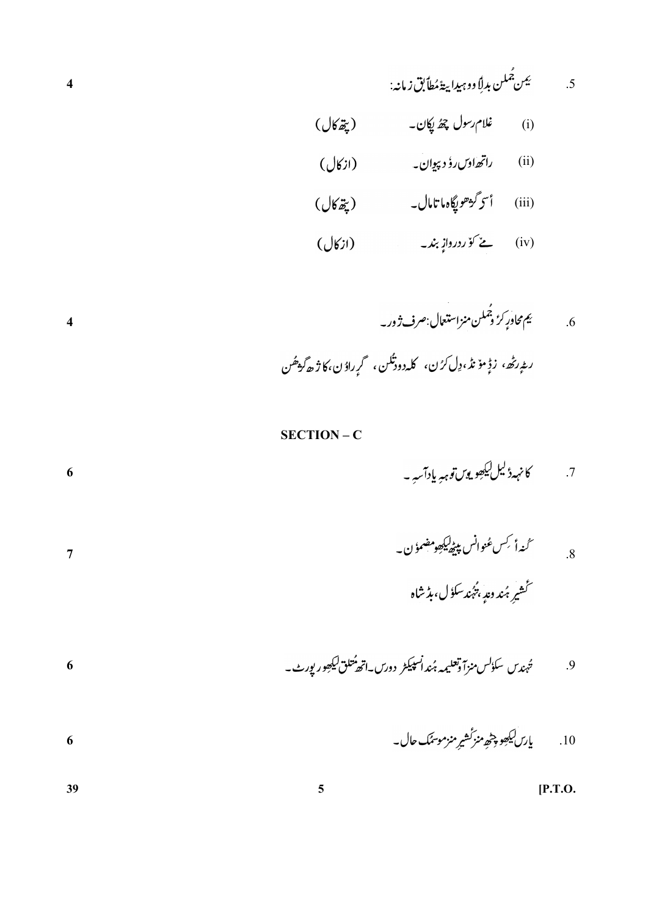5. یِمن جُملن بدلِاؤ وونہِ دِینہِ مُطابق زمانہ: 4

(i) غلام رسول چھُ پکان۔ (پتھ کال)

(ii) راتھ اوس رؤدِ پیوان۔ (از کال)

(iii) أسؠ گژھو پگاہ ماتامال۔ (پتھ کال)

(iv) مےٚ کوٚر دروازٕ بند۔ (از کال)

6. یِم محاورٕ کرِو جُملن منز استعمال: صرف ژور۔ 4

ریٚڑ رٹھ، زڈٕ موٚنڈ، دِل کرُن، کلہٕ دوٚدتلُن، گرٕ راوُن، کاژھ گژھُن

## SECTION – C

7. کانہہ دٔلیل لیکھِو یوس توہہِ یاد آسہِ۔ 6

8. کُنہ أکِس عُنوانس پیٹھ لیکھِو مضموٗن۔ 7

کٔشیرِ ہُند ونہٕ، تُہنٛد سکوٗل، بڈشاہ

9. تُہندس سکوٗلس منز آو تعلیمہ ہُند انسپیکٹر دورس۔ اتھ مُتلق لیکھِو رپورٹ۔ 6

10. یارس لیکھِو چِٹھ منز کٔشیرِ منز موسمُک حال۔ 6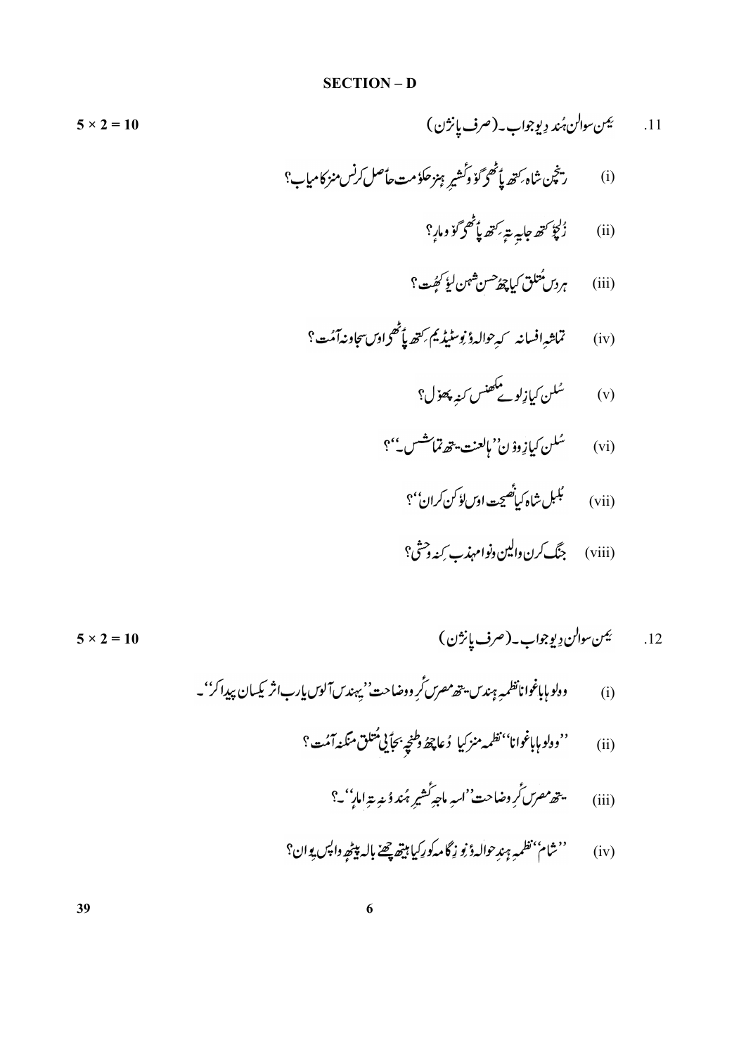## SECTION – D

11. یِمن سوالن ہُند دِیو جواب۔ (صرف پانژن) **5 × 2 = 10**

(i) ریٖچن شاہ کَتھ پاٹھۍ گوٚو کٔشیرِ ہنز حکوٗمت حاصل کرنس منز کامیاب؟

(ii) زُلچوٗ کَتھ جایہِ تہٕ کَتھ پاٹھۍ گوٚو مارٕ؟

(iii) ہردس مُتلق کیاچھُ حسن شہن لیٖوٗ کھُت؟

(iv) تماشہِ افسانہ کہِ حوالہٕ ژٕ نوٗ سٹیڈیم کَتھ پاٹھۍ اوس سجاونہٕ آمُت؟

(v) سُلن کیاز لوٚے مکھنس کنہِ پھوٗل؟

(vi) سُلن کیاز وۄن "بالعنت یتھ تماشس۔"؟

(vii) بُلبُل شاہ کیاُ نصیحت اوس لۄکن کران"؟

(viii) جنگ کرن والین ونوا مہذب کِنہ وحشی؟

12. یِمن سوالن دِیو جواب۔ (صرف پانژن) **5 × 2 = 10**

(i) وولو ہاباغوانا نظمہِ ہندس یتھ مصرس کٔرِو وضاحت "یِہندس آلوس یاربہ اثر یکسان پیدا کر"۔

(ii) "وولو ہاباغوانا" نظمہ منز کیا دُعاچھُ وطنچہ بجاّئی مُتلق منگنہ آمُت؟

(iii) یتھ مصرس کٔرِو وضاحت "اسہِ ماجہِ کٔشیرِ ہُند وُنہٕ تہٕ امار"۔؟

(iv) "شام" نظمہِ ہندِ حوالہٕ ژٕ نو زِ گامہ کور کیاہتھ چھےٚ بالہ پیٹھ واپس یِوان؟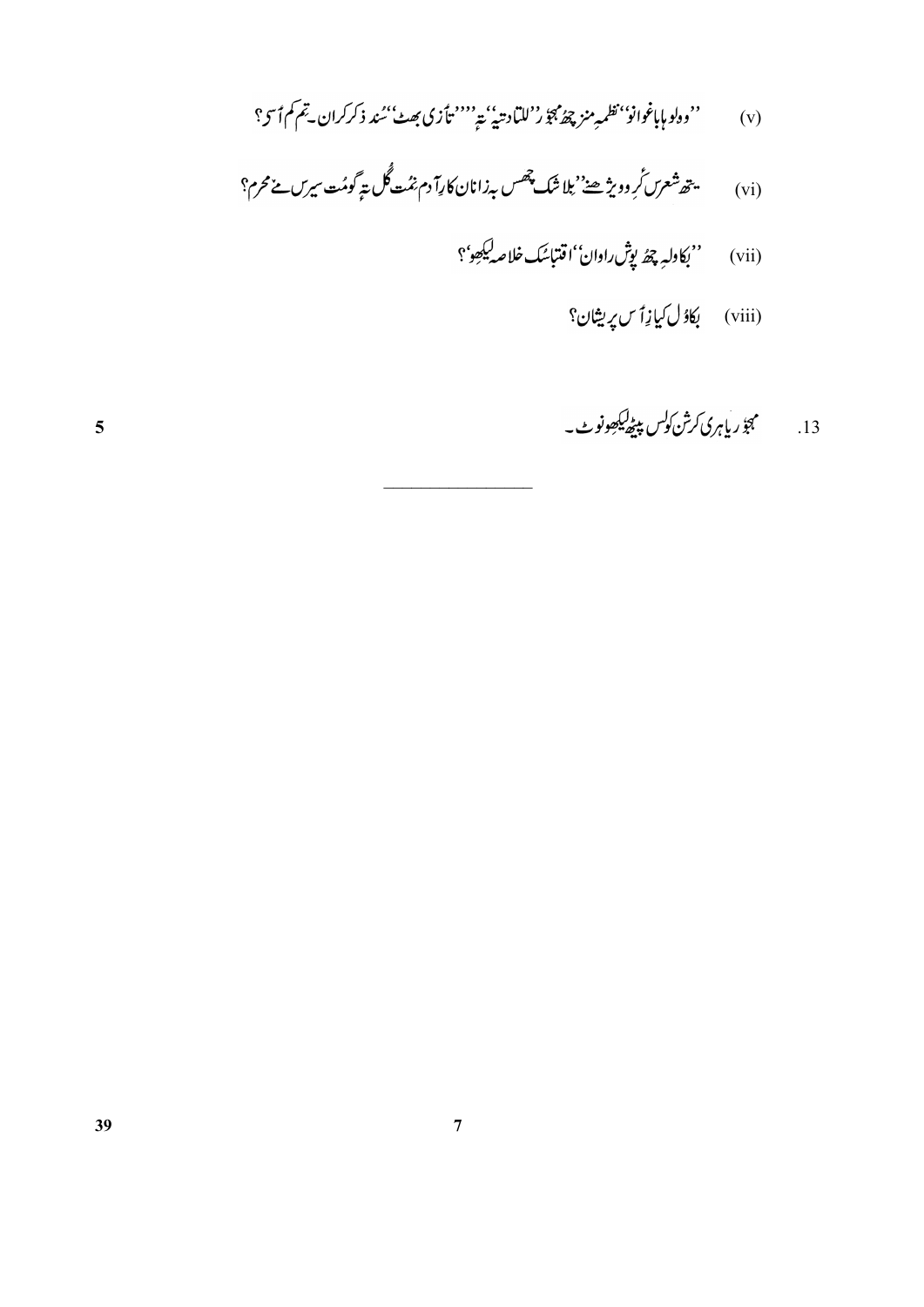(v) ''وولو ہا باغوانو'' نظمہِ منز چھُ مجوٗرؔ ''للتا دتیہ'' تہٕ '''' تازٕ ی بھٹ'' سُند ذکر کران۔ تمہٕ کم اُسی؟

(vi) یتھ شعرس کُرِ وویژھنےٚ ''بلا شک چھس بہٕ زانان کارآدم نُمت گُل تہٕ گومُت سیرس نےٚ محرم؟

(vii) ''بکاولہٕ چھُ پوٚش راوان'' اقتباسُک خلاصہ لیکھِو؟

(viii) بکاوٗل کیازِ اُس پریشان؟

13. مجوٗر ریاہری کرشن کولس پیٹھ لیکھِو نوٹ۔ 5

---